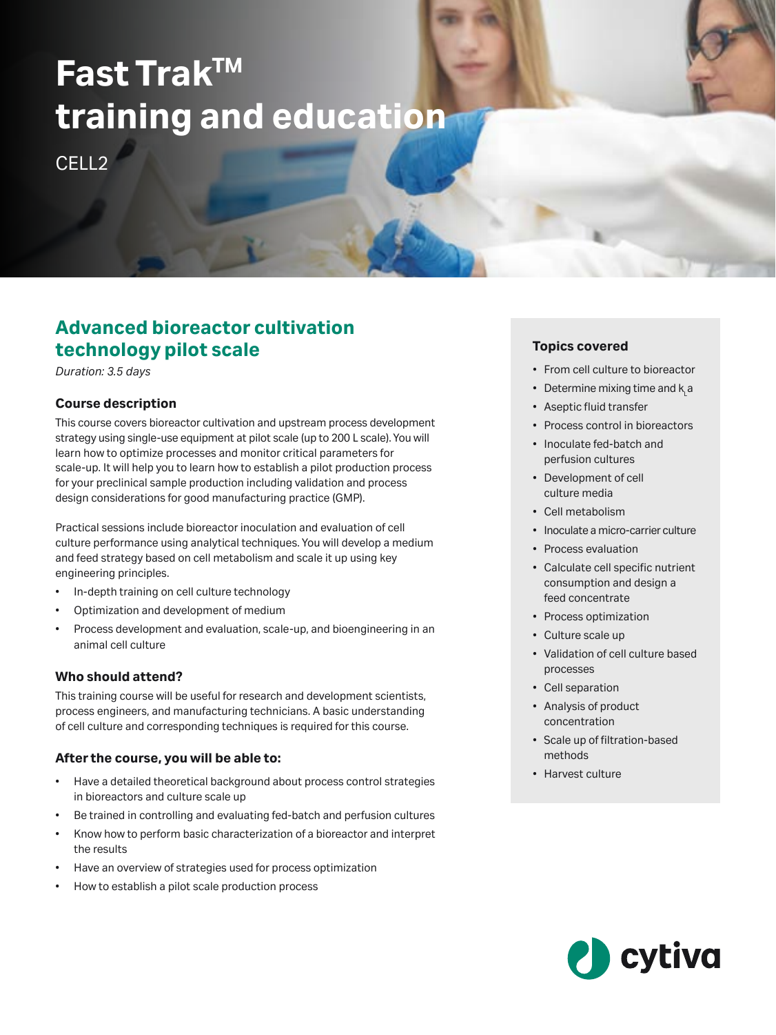# Fast Trak™ training and education

CELL2

## Advanced bioreactor cultivation technology pilot scale

*Duration: 3.5 days*

### Course description

This course covers bioreactor cultivation and upstream process development strategy using single-use equipment at pilot scale (up to 200 L scale). You will learn how to optimize processes and monitor critical parameters for scale-up. It will help you to learn how to establish a pilot production process for your preclinical sample production including validation and process design considerations for good manufacturing practice (GMP).

Practical sessions include bioreactor inoculation and evaluation of cell culture performance using analytical techniques. You will develop a medium and feed strategy based on cell metabolism and scale it up using key engineering principles.

- In-depth training on cell culture technology
- Optimization and development of medium
- Process development and evaluation, scale-up, and bioengineering in an animal cell culture

### Who should attend?

This training course will be useful for research and development scientists, process engineers, and manufacturing technicians. A basic understanding of cell culture and corresponding techniques is required for this course.

### After the course, you will be able to:

- Have a detailed theoretical background about process control strategies in bioreactors and culture scale up
- Be trained in controlling and evaluating fed-batch and perfusion cultures
- Know how to perform basic characterization of a bioreactor and interpret the results
- Have an overview of strategies used for process optimization
- How to establish a pilot scale production process

### Topics covered

- From cell culture to bioreactor
- Determine mixing time and $k_La$
- Aseptic fluid transfer
- Process control in bioreactors
- Inoculate fed-batch and perfusion cultures
- Development of cell culture media
- Cell metabolism
- Inoculate a micro-carrier culture
- Process evaluation
- Calculate cell specific nutrient consumption and design a feed concentrate
- Process optimization
- Culture scale up
- Validation of cell culture based processes
- Cell separation
- Analysis of product concentration
- Scale up of filtration-based methods
- Harvest culture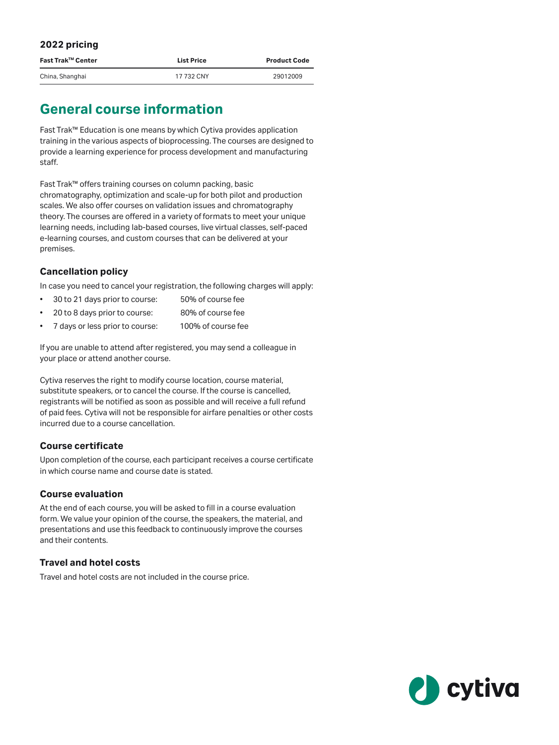### 2022 pricing

| Fast Trak™ Center | List Price | Product Code |
| --- | --- | --- |
| China, Shanghai | 17 732 CNY | 29012009 |

## General course information

Fast Trak™ Education is one means by which Cytiva provides application training in the various aspects of bioprocessing. The courses are designed to provide a learning experience for process development and manufacturing staff.

Fast Trak™ offers training courses on column packing, basic chromatography, optimization and scale-up for both pilot and production scales. We also offer courses on validation issues and chromatography theory. The courses are offered in a variety of formats to meet your unique learning needs, including lab-based courses, live virtual classes, self-paced e-learning courses, and custom courses that can be delivered at your premises.

### Cancellation policy

In case you need to cancel your registration, the following charges will apply:

- 30 to 21 days prior to course: 50% of course fee
- 20 to 8 days prior to course: 80% of course fee
- 7 days or less prior to course: 100% of course fee

If you are unable to attend after registered, you may send a colleague in your place or attend another course.

Cytiva reserves the right to modify course location, course material, substitute speakers, or to cancel the course. If the course is cancelled, registrants will be notified as soon as possible and will receive a full refund of paid fees. Cytiva will not be responsible for airfare penalties or other costs incurred due to a course cancellation.

### Course certificate

Upon completion of the course, each participant receives a course certificate in which course name and course date is stated.

### Course evaluation

At the end of each course, you will be asked to fill in a course evaluation form. We value your opinion of the course, the speakers, the material, and presentations and use this feedback to continuously improve the courses and their contents.

### Travel and hotel costs

Travel and hotel costs are not included in the course price.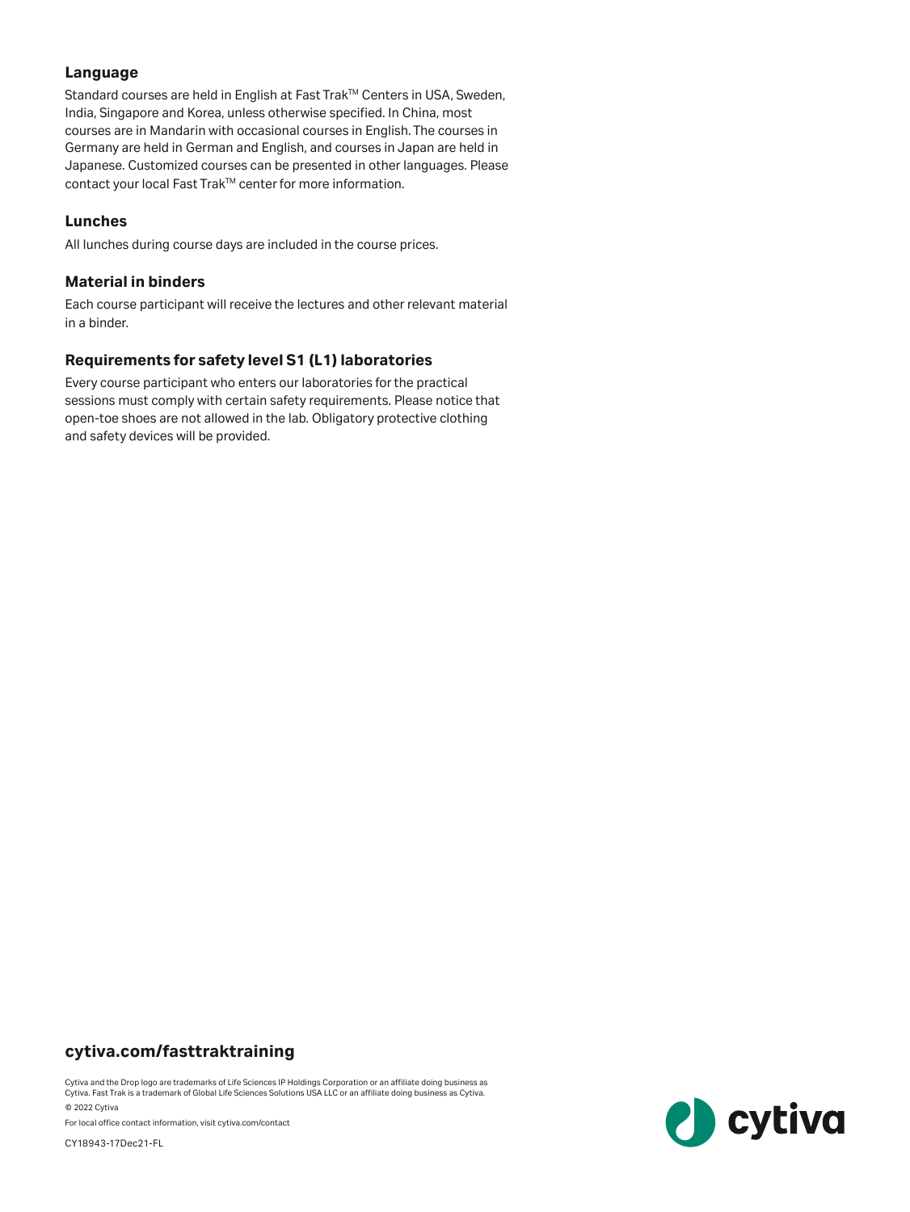### Language

Standard courses are held in English at Fast Trak™ Centers in USA, Sweden, India, Singapore and Korea, unless otherwise specified. In China, most courses are in Mandarin with occasional courses in English. The courses in Germany are held in German and English, and courses in Japan are held in Japanese. Customized courses can be presented in other languages. Please contact your local Fast Trak™ center for more information.

### Lunches

All lunches during course days are included in the course prices.

### Material in binders

Each course participant will receive the lectures and other relevant material in a binder.

### Requirements for safety level S1 (L1) laboratories

Every course participant who enters our laboratories for the practical sessions must comply with certain safety requirements. Please notice that open-toe shoes are not allowed in the lab. Obligatory protective clothing and safety devices will be provided.

**cytiva.com/fasttraktraining**

Cytiva and the Drop logo are trademarks of Life Sciences IP Holdings Corporation or an affiliate doing business as Cytiva. Fast Trak is a trademark of Global Life Sciences Solutions USA LLC or an affiliate doing business as Cytiva.

© 2022 Cytiva

For local office contact information, visit cytiva.com/contact

CY18943-17Dec21-FL